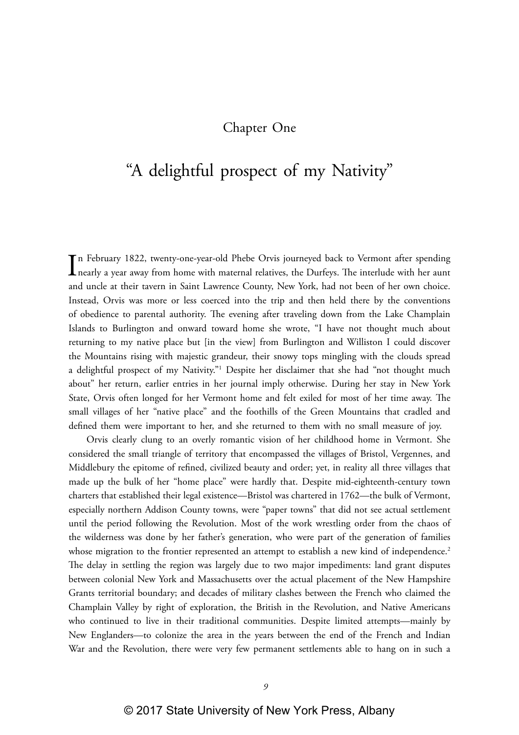# Chapter One

## "A delightful prospect of my Nativity"

In February 1822, twenty-one-year-old Phebe Orvis journeyed back to Vermont after spending nearly a year away from home with maternal relatives, the Durfeys. The interlude with her aunt and uncle at their tavern in Saint Lawrence County, New York, had not been of her own choice. Instead, Orvis was more or less coerced into the trip and then held there by the conventions of obedience to parental authority. The evening after traveling down from the Lake Champlain Islands to Burlington and onward toward home she wrote, "I have not thought much about returning to my native place but [in the view] from Burlington and Williston I could discover the Mountains rising with majestic grandeur, their snowy tops mingling with the clouds spread a delightful prospect of my Nativity."[1] Despite her disclaimer that she had "not thought much about" her return, earlier entries in her journal imply otherwise. During her stay in New York State, Orvis often longed for her Vermont home and felt exiled for most of her time away. The small villages of her "native place" and the foothills of the Green Mountains that cradled and defined them were important to her, and she returned to them with no small measure of joy.

Orvis clearly clung to an overly romantic vision of her childhood home in Vermont. She considered the small triangle of territory that encompassed the villages of Bristol, Vergennes, and Middlebury the epitome of refined, civilized beauty and order; yet, in reality all three villages that made up the bulk of her "home place" were hardly that. Despite mid-eighteenth-century town charters that established their legal existence—Bristol was chartered in 1762—the bulk of Vermont, especially northern Addison County towns, were "paper towns" that did not see actual settlement until the period following the Revolution. Most of the work wrestling order from the chaos of the wilderness was done by her father's generation, who were part of the generation of families whose migration to the frontier represented an attempt to establish a new kind of independence.[2] The delay in settling the region was largely due to two major impediments: land grant disputes between colonial New York and Massachusetts over the actual placement of the New Hampshire Grants territorial boundary; and decades of military clashes between the French who claimed the Champlain Valley by right of exploration, the British in the Revolution, and Native Americans who continued to live in their traditional communities. Despite limited attempts—mainly by New Englanders—to colonize the area in the years between the end of the French and Indian War and the Revolution, there were very few permanent settlements able to hang on in such a

© 2017 State University of New York Press, Albany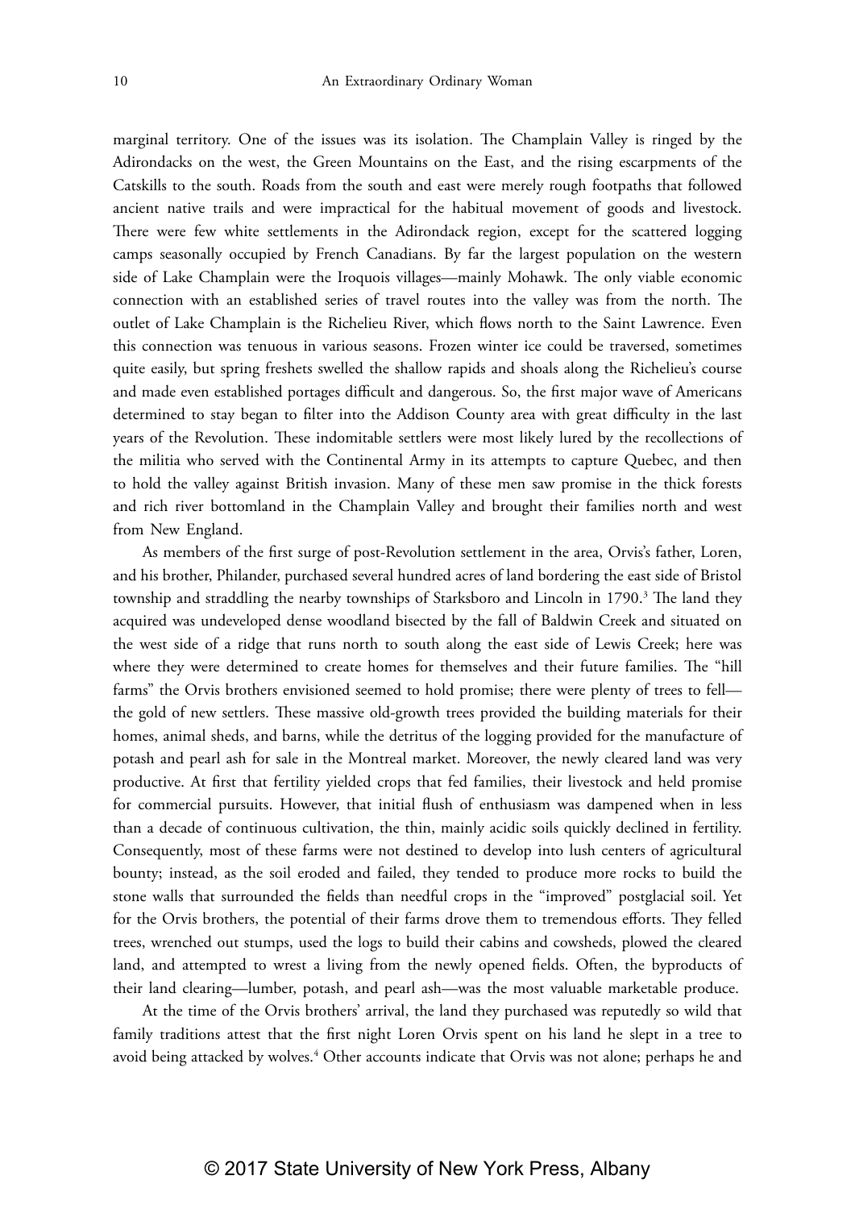marginal territory. One of the issues was its isolation. The Champlain Valley is ringed by the Adirondacks on the west, the Green Mountains on the East, and the rising escarpments of the Catskills to the south. Roads from the south and east were merely rough footpaths that followed ancient native trails and were impractical for the habitual movement of goods and livestock. There were few white settlements in the Adirondack region, except for the scattered logging camps seasonally occupied by French Canadians. By far the largest population on the western side of Lake Champlain were the Iroquois villages—mainly Mohawk. The only viable economic connection with an established series of travel routes into the valley was from the north. The outlet of Lake Champlain is the Richelieu River, which flows north to the Saint Lawrence. Even this connection was tenuous in various seasons. Frozen winter ice could be traversed, sometimes quite easily, but spring freshets swelled the shallow rapids and shoals along the Richelieu's course and made even established portages difficult and dangerous. So, the first major wave of Americans determined to stay began to filter into the Addison County area with great difficulty in the last years of the Revolution. These indomitable settlers were most likely lured by the recollections of the militia who served with the Continental Army in its attempts to capture Quebec, and then to hold the valley against British invasion. Many of these men saw promise in the thick forests and rich river bottomland in the Champlain Valley and brought their families north and west from New England.

As members of the first surge of post-Revolution settlement in the area, Orvis's father, Loren, and his brother, Philander, purchased several hundred acres of land bordering the east side of Bristol township and straddling the nearby townships of Starksboro and Lincoln in 1790.[3] The land they acquired was undeveloped dense woodland bisected by the fall of Baldwin Creek and situated on the west side of a ridge that runs north to south along the east side of Lewis Creek; here was where they were determined to create homes for themselves and their future families. The "hill farms" the Orvis brothers envisioned seemed to hold promise; there were plenty of trees to fell—the gold of new settlers. These massive old-growth trees provided the building materials for their homes, animal sheds, and barns, while the detritus of the logging provided for the manufacture of potash and pearl ash for sale in the Montreal market. Moreover, the newly cleared land was very productive. At first that fertility yielded crops that fed families, their livestock and held promise for commercial pursuits. However, that initial flush of enthusiasm was dampened when in less than a decade of continuous cultivation, the thin, mainly acidic soils quickly declined in fertility. Consequently, most of these farms were not destined to develop into lush centers of agricultural bounty; instead, as the soil eroded and failed, they tended to produce more rocks to build the stone walls that surrounded the fields than needful crops in the "improved" postglacial soil. Yet for the Orvis brothers, the potential of their farms drove them to tremendous efforts. They felled trees, wrenched out stumps, used the logs to build their cabins and cowsheds, plowed the cleared land, and attempted to wrest a living from the newly opened fields. Often, the byproducts of their land clearing—lumber, potash, and pearl ash—was the most valuable marketable produce.

At the time of the Orvis brothers' arrival, the land they purchased was reputedly so wild that family traditions attest that the first night Loren Orvis spent on his land he slept in a tree to avoid being attacked by wolves.[4] Other accounts indicate that Orvis was not alone; perhaps he and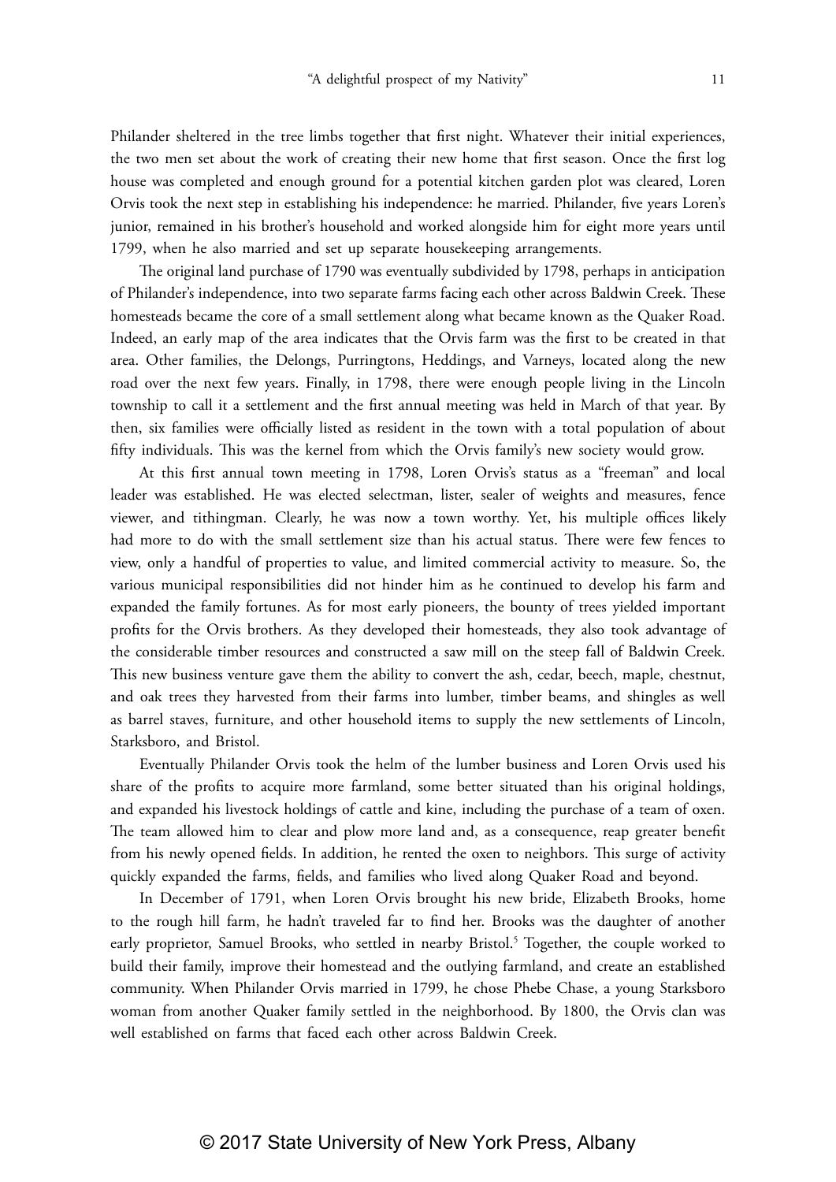Philander sheltered in the tree limbs together that first night. Whatever their initial experiences, the two men set about the work of creating their new home that first season. Once the first log house was completed and enough ground for a potential kitchen garden plot was cleared, Loren Orvis took the next step in establishing his independence: he married. Philander, five years Loren's junior, remained in his brother's household and worked alongside him for eight more years until 1799, when he also married and set up separate housekeeping arrangements.

The original land purchase of 1790 was eventually subdivided by 1798, perhaps in anticipation of Philander's independence, into two separate farms facing each other across Baldwin Creek. These homesteads became the core of a small settlement along what became known as the Quaker Road. Indeed, an early map of the area indicates that the Orvis farm was the first to be created in that area. Other families, the Delongs, Purringtons, Heddings, and Varneys, located along the new road over the next few years. Finally, in 1798, there were enough people living in the Lincoln township to call it a settlement and the first annual meeting was held in March of that year. By then, six families were officially listed as resident in the town with a total population of about fifty individuals. This was the kernel from which the Orvis family's new society would grow.

At this first annual town meeting in 1798, Loren Orvis's status as a "freeman" and local leader was established. He was elected selectman, lister, sealer of weights and measures, fence viewer, and tithingman. Clearly, he was now a town worthy. Yet, his multiple offices likely had more to do with the small settlement size than his actual status. There were few fences to view, only a handful of properties to value, and limited commercial activity to measure. So, the various municipal responsibilities did not hinder him as he continued to develop his farm and expanded the family fortunes. As for most early pioneers, the bounty of trees yielded important profits for the Orvis brothers. As they developed their homesteads, they also took advantage of the considerable timber resources and constructed a saw mill on the steep fall of Baldwin Creek. This new business venture gave them the ability to convert the ash, cedar, beech, maple, chestnut, and oak trees they harvested from their farms into lumber, timber beams, and shingles as well as barrel staves, furniture, and other household items to supply the new settlements of Lincoln, Starksboro, and Bristol.

Eventually Philander Orvis took the helm of the lumber business and Loren Orvis used his share of the profits to acquire more farmland, some better situated than his original holdings, and expanded his livestock holdings of cattle and kine, including the purchase of a team of oxen. The team allowed him to clear and plow more land and, as a consequence, reap greater benefit from his newly opened fields. In addition, he rented the oxen to neighbors. This surge of activity quickly expanded the farms, fields, and families who lived along Quaker Road and beyond.

In December of 1791, when Loren Orvis brought his new bride, Elizabeth Brooks, home to the rough hill farm, he hadn't traveled far to find her. Brooks was the daughter of another early proprietor, Samuel Brooks, who settled in nearby Bristol.[5] Together, the couple worked to build their family, improve their homestead and the outlying farmland, and create an established community. When Philander Orvis married in 1799, he chose Phebe Chase, a young Starksboro woman from another Quaker family settled in the neighborhood. By 1800, the Orvis clan was well established on farms that faced each other across Baldwin Creek.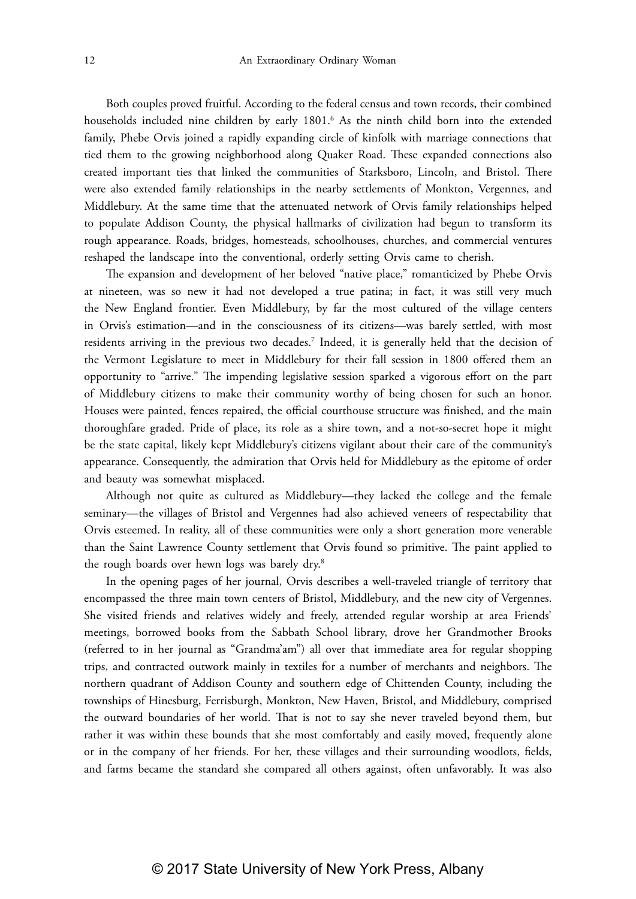Both couples proved fruitful. According to the federal census and town records, their combined households included nine children by early 1801.[6] As the ninth child born into the extended family, Phebe Orvis joined a rapidly expanding circle of kinfolk with marriage connections that tied them to the growing neighborhood along Quaker Road. These expanded connections also created important ties that linked the communities of Starksboro, Lincoln, and Bristol. There were also extended family relationships in the nearby settlements of Monkton, Vergennes, and Middlebury. At the same time that the attenuated network of Orvis family relationships helped to populate Addison County, the physical hallmarks of civilization had begun to transform its rough appearance. Roads, bridges, homesteads, schoolhouses, churches, and commercial ventures reshaped the landscape into the conventional, orderly setting Orvis came to cherish.

The expansion and development of her beloved "native place," romanticized by Phebe Orvis at nineteen, was so new it had not developed a true patina; in fact, it was still very much the New England frontier. Even Middlebury, by far the most cultured of the village centers in Orvis's estimation—and in the consciousness of its citizens—was barely settled, with most residents arriving in the previous two decades.[7] Indeed, it is generally held that the decision of the Vermont Legislature to meet in Middlebury for their fall session in 1800 offered them an opportunity to "arrive." The impending legislative session sparked a vigorous effort on the part of Middlebury citizens to make their community worthy of being chosen for such an honor. Houses were painted, fences repaired, the official courthouse structure was finished, and the main thoroughfare graded. Pride of place, its role as a shire town, and a not-so-secret hope it might be the state capital, likely kept Middlebury's citizens vigilant about their care of the community's appearance. Consequently, the admiration that Orvis held for Middlebury as the epitome of order and beauty was somewhat misplaced.

Although not quite as cultured as Middlebury—they lacked the college and the female seminary—the villages of Bristol and Vergennes had also achieved veneers of respectability that Orvis esteemed. In reality, all of these communities were only a short generation more venerable than the Saint Lawrence County settlement that Orvis found so primitive. The paint applied to the rough boards over hewn logs was barely dry.[8]

In the opening pages of her journal, Orvis describes a well-traveled triangle of territory that encompassed the three main town centers of Bristol, Middlebury, and the new city of Vergennes. She visited friends and relatives widely and freely, attended regular worship at area Friends' meetings, borrowed books from the Sabbath School library, drove her Grandmother Brooks (referred to in her journal as "Grandma'am") all over that immediate area for regular shopping trips, and contracted outwork mainly in textiles for a number of merchants and neighbors. The northern quadrant of Addison County and southern edge of Chittenden County, including the townships of Hinesburg, Ferrisburgh, Monkton, New Haven, Bristol, and Middlebury, comprised the outward boundaries of her world. That is not to say she never traveled beyond them, but rather it was within these bounds that she most comfortably and easily moved, frequently alone or in the company of her friends. For her, these villages and their surrounding woodlots, fields, and farms became the standard she compared all others against, often unfavorably. It was also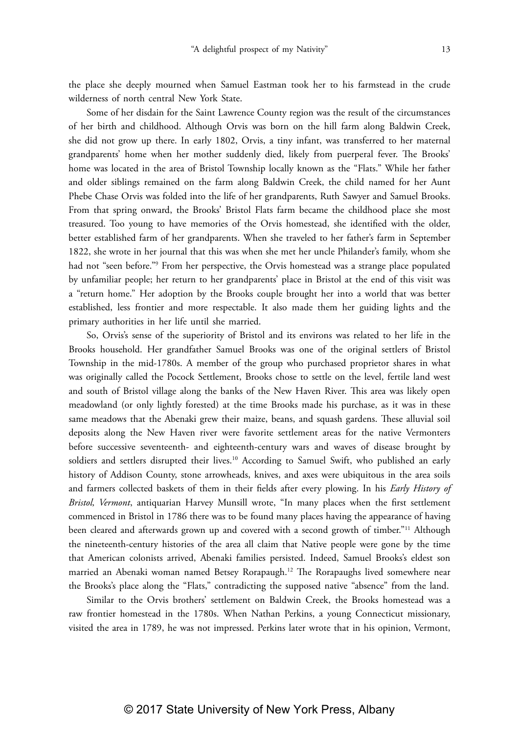the place she deeply mourned when Samuel Eastman took her to his farmstead in the crude wilderness of north central New York State.

Some of her disdain for the Saint Lawrence County region was the result of the circumstances of her birth and childhood. Although Orvis was born on the hill farm along Baldwin Creek, she did not grow up there. In early 1802, Orvis, a tiny infant, was transferred to her maternal grandparents' home when her mother suddenly died, likely from puerperal fever. The Brooks' home was located in the area of Bristol Township locally known as the "Flats." While her father and older siblings remained on the farm along Baldwin Creek, the child named for her Aunt Phebe Chase Orvis was folded into the life of her grandparents, Ruth Sawyer and Samuel Brooks. From that spring onward, the Brooks' Bristol Flats farm became the childhood place she most treasured. Too young to have memories of the Orvis homestead, she identified with the older, better established farm of her grandparents. When she traveled to her father's farm in September 1822, she wrote in her journal that this was when she met her uncle Philander's family, whom she had not "seen before."[9] From her perspective, the Orvis homestead was a strange place populated by unfamiliar people; her return to her grandparents' place in Bristol at the end of this visit was a "return home." Her adoption by the Brooks couple brought her into a world that was better established, less frontier and more respectable. It also made them her guiding lights and the primary authorities in her life until she married.

So, Orvis's sense of the superiority of Bristol and its environs was related to her life in the Brooks household. Her grandfather Samuel Brooks was one of the original settlers of Bristol Township in the mid-1780s. A member of the group who purchased proprietor shares in what was originally called the Pocock Settlement, Brooks chose to settle on the level, fertile land west and south of Bristol village along the banks of the New Haven River. This area was likely open meadowland (or only lightly forested) at the time Brooks made his purchase, as it was in these same meadows that the Abenaki grew their maize, beans, and squash gardens. These alluvial soil deposits along the New Haven river were favorite settlement areas for the native Vermonters before successive seventeenth- and eighteenth-century wars and waves of disease brought by soldiers and settlers disrupted their lives.[10] According to Samuel Swift, who published an early history of Addison County, stone arrowheads, knives, and axes were ubiquitous in the area soils and farmers collected baskets of them in their fields after every plowing. In his *Early History of Bristol, Vermont*, antiquarian Harvey Munsill wrote, "In many places when the first settlement commenced in Bristol in 1786 there was to be found many places having the appearance of having been cleared and afterwards grown up and covered with a second growth of timber."[11] Although the nineteenth-century histories of the area all claim that Native people were gone by the time that American colonists arrived, Abenaki families persisted. Indeed, Samuel Brooks's eldest son married an Abenaki woman named Betsey Rorapaugh.[12] The Rorapaughs lived somewhere near the Brooks's place along the "Flats," contradicting the supposed native "absence" from the land.

Similar to the Orvis brothers' settlement on Baldwin Creek, the Brooks homestead was a raw frontier homestead in the 1780s. When Nathan Perkins, a young Connecticut missionary, visited the area in 1789, he was not impressed. Perkins later wrote that in his opinion, Vermont,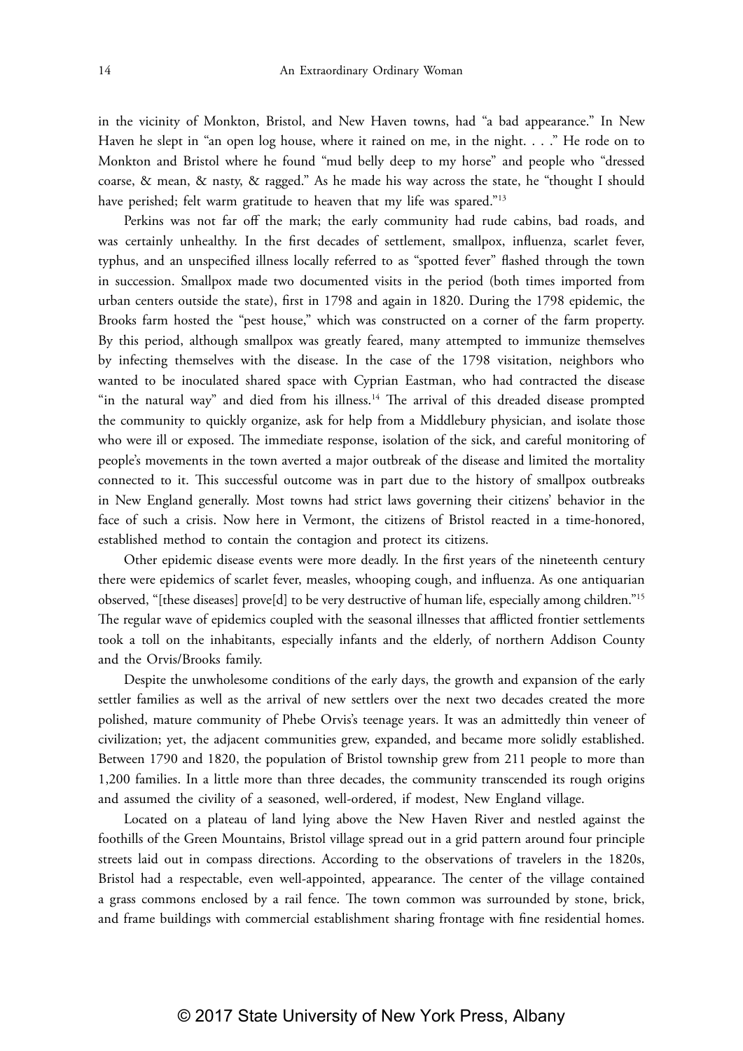in the vicinity of Monkton, Bristol, and New Haven towns, had "a bad appearance." In New Haven he slept in "an open log house, where it rained on me, in the night. . . ." He rode on to Monkton and Bristol where he found "mud belly deep to my horse" and people who "dressed coarse, & mean, & nasty, & ragged." As he made his way across the state, he "thought I should have perished; felt warm gratitude to heaven that my life was spared."[13]

Perkins was not far off the mark; the early community had rude cabins, bad roads, and was certainly unhealthy. In the first decades of settlement, smallpox, influenza, scarlet fever, typhus, and an unspecified illness locally referred to as "spotted fever" flashed through the town in succession. Smallpox made two documented visits in the period (both times imported from urban centers outside the state), first in 1798 and again in 1820. During the 1798 epidemic, the Brooks farm hosted the "pest house," which was constructed on a corner of the farm property. By this period, although smallpox was greatly feared, many attempted to immunize themselves by infecting themselves with the disease. In the case of the 1798 visitation, neighbors who wanted to be inoculated shared space with Cyprian Eastman, who had contracted the disease "in the natural way" and died from his illness.[14] The arrival of this dreaded disease prompted the community to quickly organize, ask for help from a Middlebury physician, and isolate those who were ill or exposed. The immediate response, isolation of the sick, and careful monitoring of people's movements in the town averted a major outbreak of the disease and limited the mortality connected to it. This successful outcome was in part due to the history of smallpox outbreaks in New England generally. Most towns had strict laws governing their citizens' behavior in the face of such a crisis. Now here in Vermont, the citizens of Bristol reacted in a time-honored, established method to contain the contagion and protect its citizens.

Other epidemic disease events were more deadly. In the first years of the nineteenth century there were epidemics of scarlet fever, measles, whooping cough, and influenza. As one antiquarian observed, "[these diseases] prove[d] to be very destructive of human life, especially among children."[15] The regular wave of epidemics coupled with the seasonal illnesses that afflicted frontier settlements took a toll on the inhabitants, especially infants and the elderly, of northern Addison County and the Orvis/Brooks family.

Despite the unwholesome conditions of the early days, the growth and expansion of the early settler families as well as the arrival of new settlers over the next two decades created the more polished, mature community of Phebe Orvis's teenage years. It was an admittedly thin veneer of civilization; yet, the adjacent communities grew, expanded, and became more solidly established. Between 1790 and 1820, the population of Bristol township grew from 211 people to more than 1,200 families. In a little more than three decades, the community transcended its rough origins and assumed the civility of a seasoned, well-ordered, if modest, New England village.

Located on a plateau of land lying above the New Haven River and nestled against the foothills of the Green Mountains, Bristol village spread out in a grid pattern around four principle streets laid out in compass directions. According to the observations of travelers in the 1820s, Bristol had a respectable, even well-appointed, appearance. The center of the village contained a grass commons enclosed by a rail fence. The town common was surrounded by stone, brick, and frame buildings with commercial establishment sharing frontage with fine residential homes.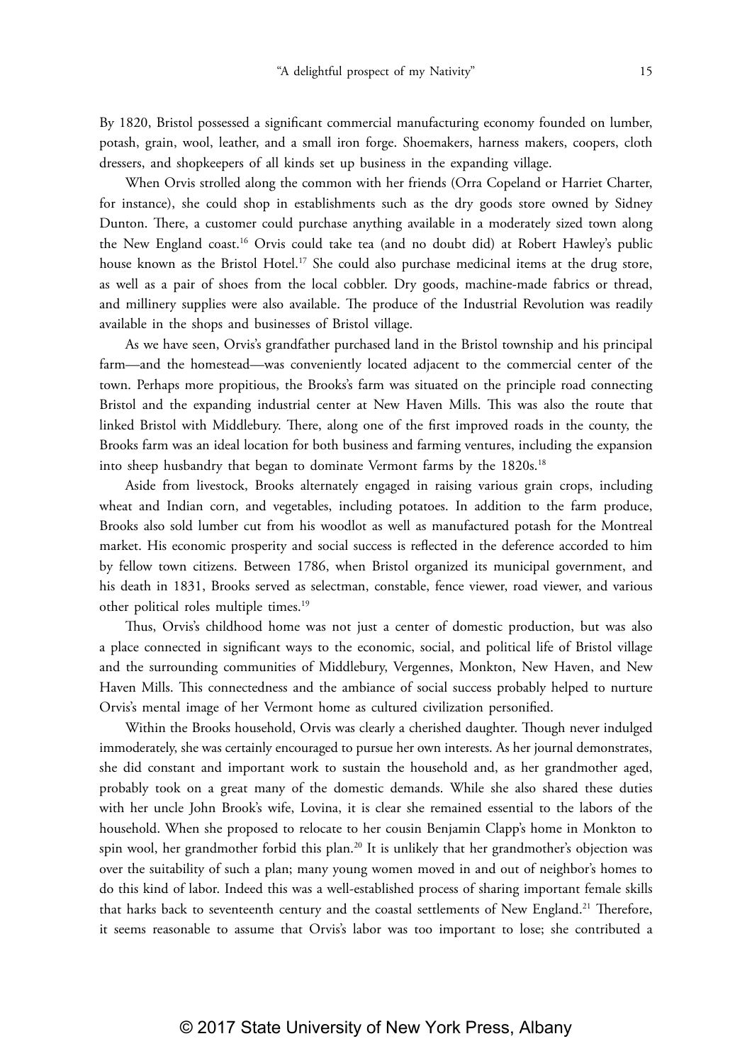By 1820, Bristol possessed a significant commercial manufacturing economy founded on lumber, potash, grain, wool, leather, and a small iron forge. Shoemakers, harness makers, coopers, cloth dressers, and shopkeepers of all kinds set up business in the expanding village.

When Orvis strolled along the common with her friends (Orra Copeland or Harriet Charter, for instance), she could shop in establishments such as the dry goods store owned by Sidney Dunton. There, a customer could purchase anything available in a moderately sized town along the New England coast.[16] Orvis could take tea (and no doubt did) at Robert Hawley's public house known as the Bristol Hotel.[17] She could also purchase medicinal items at the drug store, as well as a pair of shoes from the local cobbler. Dry goods, machine-made fabrics or thread, and millinery supplies were also available. The produce of the Industrial Revolution was readily available in the shops and businesses of Bristol village.

As we have seen, Orvis's grandfather purchased land in the Bristol township and his principal farm—and the homestead—was conveniently located adjacent to the commercial center of the town. Perhaps more propitious, the Brooks's farm was situated on the principle road connecting Bristol and the expanding industrial center at New Haven Mills. This was also the route that linked Bristol with Middlebury. There, along one of the first improved roads in the county, the Brooks farm was an ideal location for both business and farming ventures, including the expansion into sheep husbandry that began to dominate Vermont farms by the 1820s.[18]

Aside from livestock, Brooks alternately engaged in raising various grain crops, including wheat and Indian corn, and vegetables, including potatoes. In addition to the farm produce, Brooks also sold lumber cut from his woodlot as well as manufactured potash for the Montreal market. His economic prosperity and social success is reflected in the deference accorded to him by fellow town citizens. Between 1786, when Bristol organized its municipal government, and his death in 1831, Brooks served as selectman, constable, fence viewer, road viewer, and various other political roles multiple times.[19]

Thus, Orvis's childhood home was not just a center of domestic production, but was also a place connected in significant ways to the economic, social, and political life of Bristol village and the surrounding communities of Middlebury, Vergennes, Monkton, New Haven, and New Haven Mills. This connectedness and the ambiance of social success probably helped to nurture Orvis's mental image of her Vermont home as cultured civilization personified.

Within the Brooks household, Orvis was clearly a cherished daughter. Though never indulged immoderately, she was certainly encouraged to pursue her own interests. As her journal demonstrates, she did constant and important work to sustain the household and, as her grandmother aged, probably took on a great many of the domestic demands. While she also shared these duties with her uncle John Brook's wife, Lovina, it is clear she remained essential to the labors of the household. When she proposed to relocate to her cousin Benjamin Clapp's home in Monkton to spin wool, her grandmother forbid this plan.[20] It is unlikely that her grandmother's objection was over the suitability of such a plan; many young women moved in and out of neighbor's homes to do this kind of labor. Indeed this was a well-established process of sharing important female skills that harks back to seventeenth century and the coastal settlements of New England.[21] Therefore, it seems reasonable to assume that Orvis's labor was too important to lose; she contributed a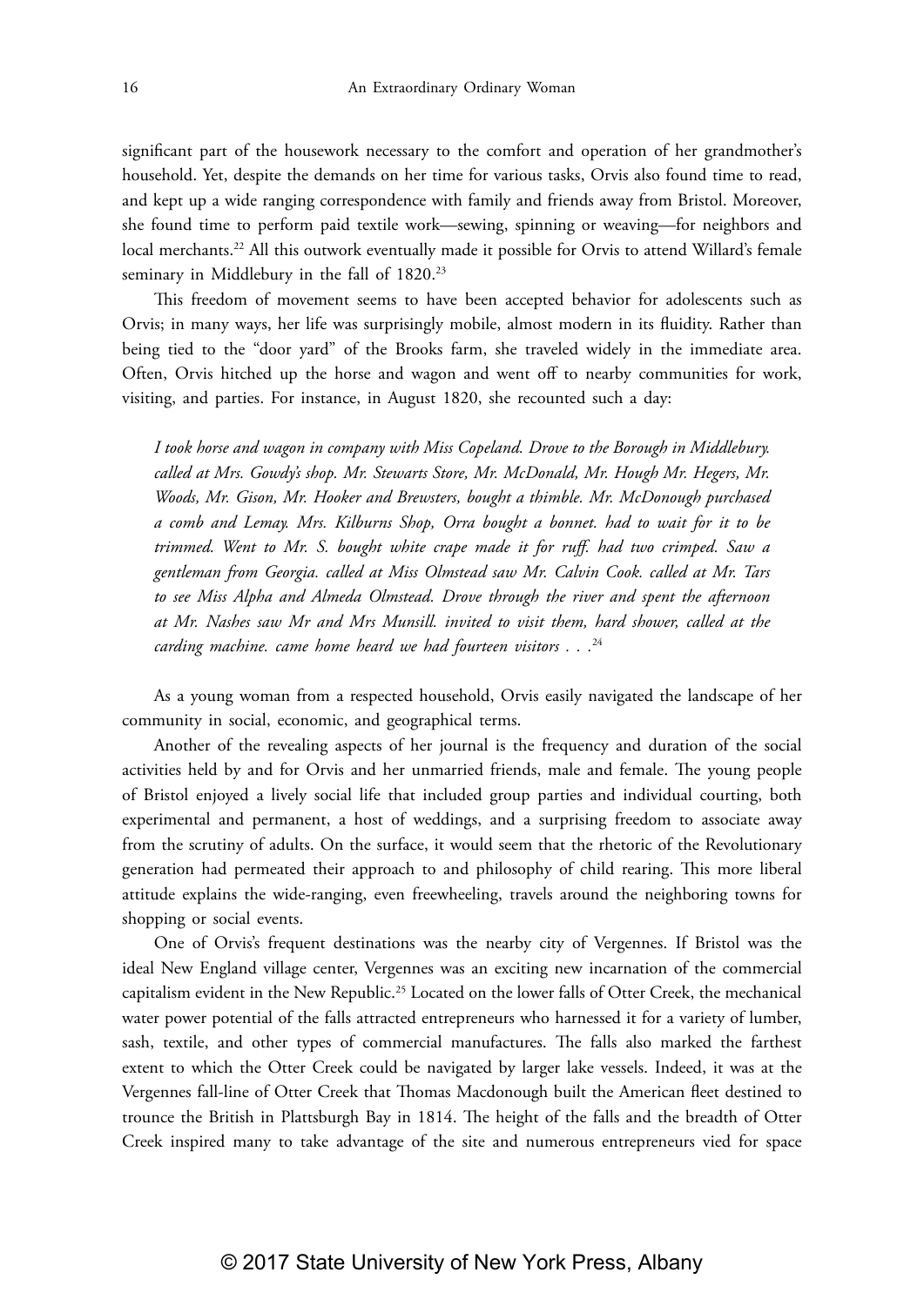significant part of the housework necessary to the comfort and operation of her grandmother's household. Yet, despite the demands on her time for various tasks, Orvis also found time to read, and kept up a wide ranging correspondence with family and friends away from Bristol. Moreover, she found time to perform paid textile work—sewing, spinning or weaving—for neighbors and local merchants.[22] All this outwork eventually made it possible for Orvis to attend Willard's female seminary in Middlebury in the fall of 1820.[23]

This freedom of movement seems to have been accepted behavior for adolescents such as Orvis; in many ways, her life was surprisingly mobile, almost modern in its fluidity. Rather than being tied to the "door yard" of the Brooks farm, she traveled widely in the immediate area. Often, Orvis hitched up the horse and wagon and went off to nearby communities for work, visiting, and parties. For instance, in August 1820, she recounted such a day:

> *I took horse and wagon in company with Miss Copeland. Drove to the Borough in Middlebury. called at Mrs. Gowdy's shop. Mr. Stewarts Store, Mr. McDonald, Mr. Hough Mr. Hegers, Mr. Woods, Mr. Gison, Mr. Hooker and Brewsters, bought a thimble. Mr. McDonough purchased a comb and Lemay. Mrs. Kilburns Shop, Orra bought a bonnet. had to wait for it to be trimmed. Went to Mr. S. bought white crape made it for ruff. had two crimped. Saw a gentleman from Georgia. called at Miss Olmstead saw Mr. Calvin Cook. called at Mr. Tars to see Miss Alpha and Almeda Olmstead. Drove through the river and spent the afternoon at Mr. Nashes saw Mr and Mrs Munsill. invited to visit them, hard shower, called at the carding machine. came home heard we had fourteen visitors . . .*[24]

As a young woman from a respected household, Orvis easily navigated the landscape of her community in social, economic, and geographical terms.

Another of the revealing aspects of her journal is the frequency and duration of the social activities held by and for Orvis and her unmarried friends, male and female. The young people of Bristol enjoyed a lively social life that included group parties and individual courting, both experimental and permanent, a host of weddings, and a surprising freedom to associate away from the scrutiny of adults. On the surface, it would seem that the rhetoric of the Revolutionary generation had permeated their approach to and philosophy of child rearing. This more liberal attitude explains the wide-ranging, even freewheeling, travels around the neighboring towns for shopping or social events.

One of Orvis's frequent destinations was the nearby city of Vergennes. If Bristol was the ideal New England village center, Vergennes was an exciting new incarnation of the commercial capitalism evident in the New Republic.[25] Located on the lower falls of Otter Creek, the mechanical water power potential of the falls attracted entrepreneurs who harnessed it for a variety of lumber, sash, textile, and other types of commercial manufactures. The falls also marked the farthest extent to which the Otter Creek could be navigated by larger lake vessels. Indeed, it was at the Vergennes fall-line of Otter Creek that Thomas Macdonough built the American fleet destined to trounce the British in Plattsburgh Bay in 1814. The height of the falls and the breadth of Otter Creek inspired many to take advantage of the site and numerous entrepreneurs vied for space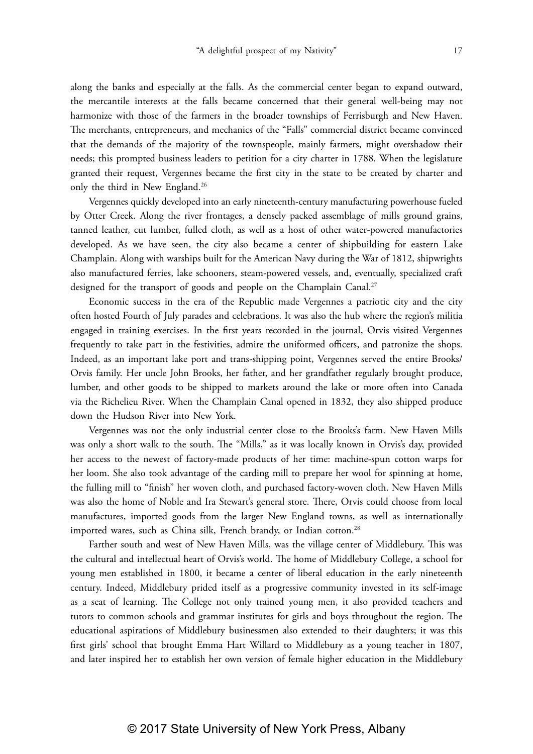along the banks and especially at the falls. As the commercial center began to expand outward, the mercantile interests at the falls became concerned that their general well-being may not harmonize with those of the farmers in the broader townships of Ferrisburgh and New Haven. The merchants, entrepreneurs, and mechanics of the "Falls" commercial district became convinced that the demands of the majority of the townspeople, mainly farmers, might overshadow their needs; this prompted business leaders to petition for a city charter in 1788. When the legislature granted their request, Vergennes became the first city in the state to be created by charter and only the third in New England.[26]

Vergennes quickly developed into an early nineteenth-century manufacturing powerhouse fueled by Otter Creek. Along the river frontages, a densely packed assemblage of mills ground grains, tanned leather, cut lumber, fulled cloth, as well as a host of other water-powered manufactories developed. As we have seen, the city also became a center of shipbuilding for eastern Lake Champlain. Along with warships built for the American Navy during the War of 1812, shipwrights also manufactured ferries, lake schooners, steam-powered vessels, and, eventually, specialized craft designed for the transport of goods and people on the Champlain Canal.[27]

Economic success in the era of the Republic made Vergennes a patriotic city and the city often hosted Fourth of July parades and celebrations. It was also the hub where the region's militia engaged in training exercises. In the first years recorded in the journal, Orvis visited Vergennes frequently to take part in the festivities, admire the uniformed officers, and patronize the shops. Indeed, as an important lake port and trans-shipping point, Vergennes served the entire Brooks/Orvis family. Her uncle John Brooks, her father, and her grandfather regularly brought produce, lumber, and other goods to be shipped to markets around the lake or more often into Canada via the Richelieu River. When the Champlain Canal opened in 1832, they also shipped produce down the Hudson River into New York.

Vergennes was not the only industrial center close to the Brooks's farm. New Haven Mills was only a short walk to the south. The "Mills," as it was locally known in Orvis's day, provided her access to the newest of factory-made products of her time: machine-spun cotton warps for her loom. She also took advantage of the carding mill to prepare her wool for spinning at home, the fulling mill to "finish" her woven cloth, and purchased factory-woven cloth. New Haven Mills was also the home of Noble and Ira Stewart's general store. There, Orvis could choose from local manufactures, imported goods from the larger New England towns, as well as internationally imported wares, such as China silk, French brandy, or Indian cotton.[28]

Farther south and west of New Haven Mills, was the village center of Middlebury. This was the cultural and intellectual heart of Orvis's world. The home of Middlebury College, a school for young men established in 1800, it became a center of liberal education in the early nineteenth century. Indeed, Middlebury prided itself as a progressive community invested in its self-image as a seat of learning. The College not only trained young men, it also provided teachers and tutors to common schools and grammar institutes for girls and boys throughout the region. The educational aspirations of Middlebury businessmen also extended to their daughters; it was this first girls' school that brought Emma Hart Willard to Middlebury as a young teacher in 1807, and later inspired her to establish her own version of female higher education in the Middlebury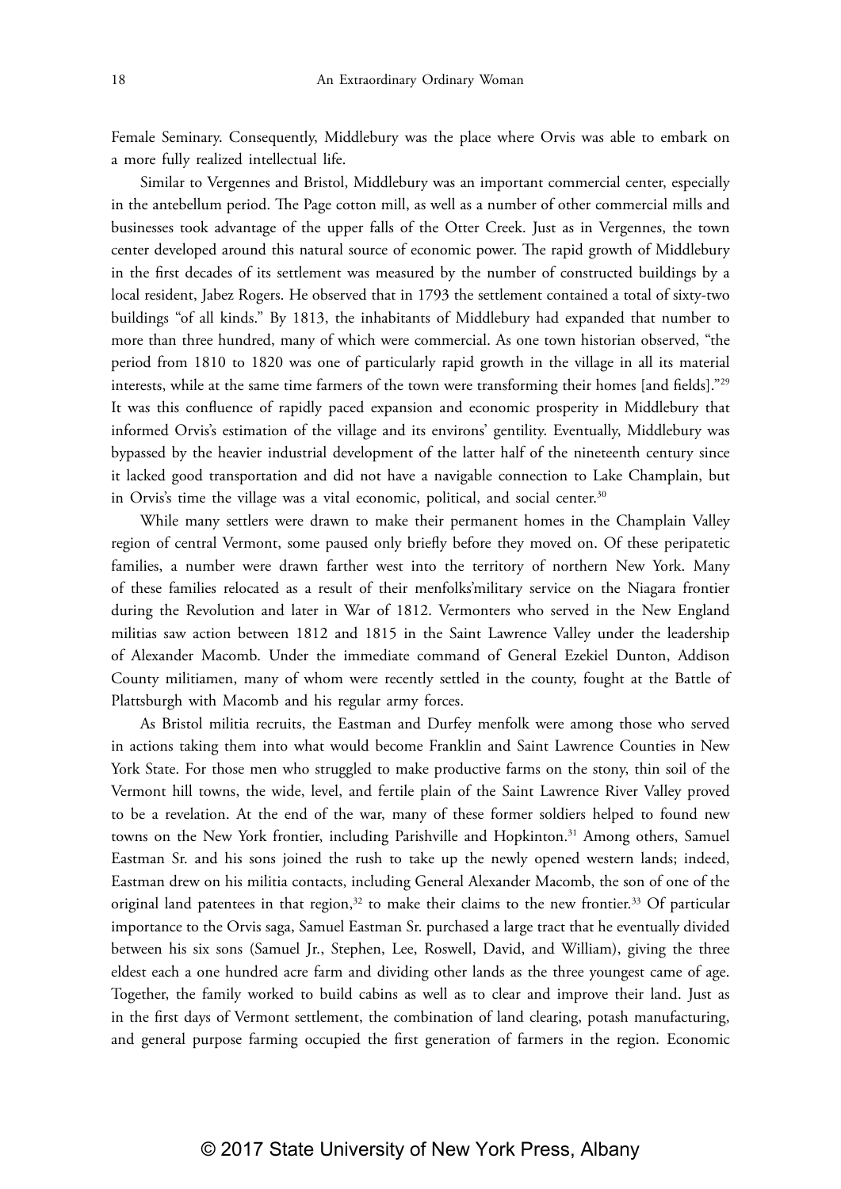Female Seminary. Consequently, Middlebury was the place where Orvis was able to embark on a more fully realized intellectual life.

Similar to Vergennes and Bristol, Middlebury was an important commercial center, especially in the antebellum period. The Page cotton mill, as well as a number of other commercial mills and businesses took advantage of the upper falls of the Otter Creek. Just as in Vergennes, the town center developed around this natural source of economic power. The rapid growth of Middlebury in the first decades of its settlement was measured by the number of constructed buildings by a local resident, Jabez Rogers. He observed that in 1793 the settlement contained a total of sixty-two buildings "of all kinds." By 1813, the inhabitants of Middlebury had expanded that number to more than three hundred, many of which were commercial. As one town historian observed, "the period from 1810 to 1820 was one of particularly rapid growth in the village in all its material interests, while at the same time farmers of the town were transforming their homes [and fields]."[29] It was this confluence of rapidly paced expansion and economic prosperity in Middlebury that informed Orvis's estimation of the village and its environs' gentility. Eventually, Middlebury was bypassed by the heavier industrial development of the latter half of the nineteenth century since it lacked good transportation and did not have a navigable connection to Lake Champlain, but in Orvis's time the village was a vital economic, political, and social center.[30]

While many settlers were drawn to make their permanent homes in the Champlain Valley region of central Vermont, some paused only briefly before they moved on. Of these peripatetic families, a number were drawn farther west into the territory of northern New York. Many of these families relocated as a result of their menfolks'military service on the Niagara frontier during the Revolution and later in War of 1812. Vermonters who served in the New England militias saw action between 1812 and 1815 in the Saint Lawrence Valley under the leadership of Alexander Macomb. Under the immediate command of General Ezekiel Dunton, Addison County militiamen, many of whom were recently settled in the county, fought at the Battle of Plattsburgh with Macomb and his regular army forces.

As Bristol militia recruits, the Eastman and Durfey menfolk were among those who served in actions taking them into what would become Franklin and Saint Lawrence Counties in New York State. For those men who struggled to make productive farms on the stony, thin soil of the Vermont hill towns, the wide, level, and fertile plain of the Saint Lawrence River Valley proved to be a revelation. At the end of the war, many of these former soldiers helped to found new towns on the New York frontier, including Parishville and Hopkinton.[31] Among others, Samuel Eastman Sr. and his sons joined the rush to take up the newly opened western lands; indeed, Eastman drew on his militia contacts, including General Alexander Macomb, the son of one of the original land patentees in that region,[32] to make their claims to the new frontier.[33] Of particular importance to the Orvis saga, Samuel Eastman Sr. purchased a large tract that he eventually divided between his six sons (Samuel Jr., Stephen, Lee, Roswell, David, and William), giving the three eldest each a one hundred acre farm and dividing other lands as the three youngest came of age. Together, the family worked to build cabins as well as to clear and improve their land. Just as in the first days of Vermont settlement, the combination of land clearing, potash manufacturing, and general purpose farming occupied the first generation of farmers in the region. Economic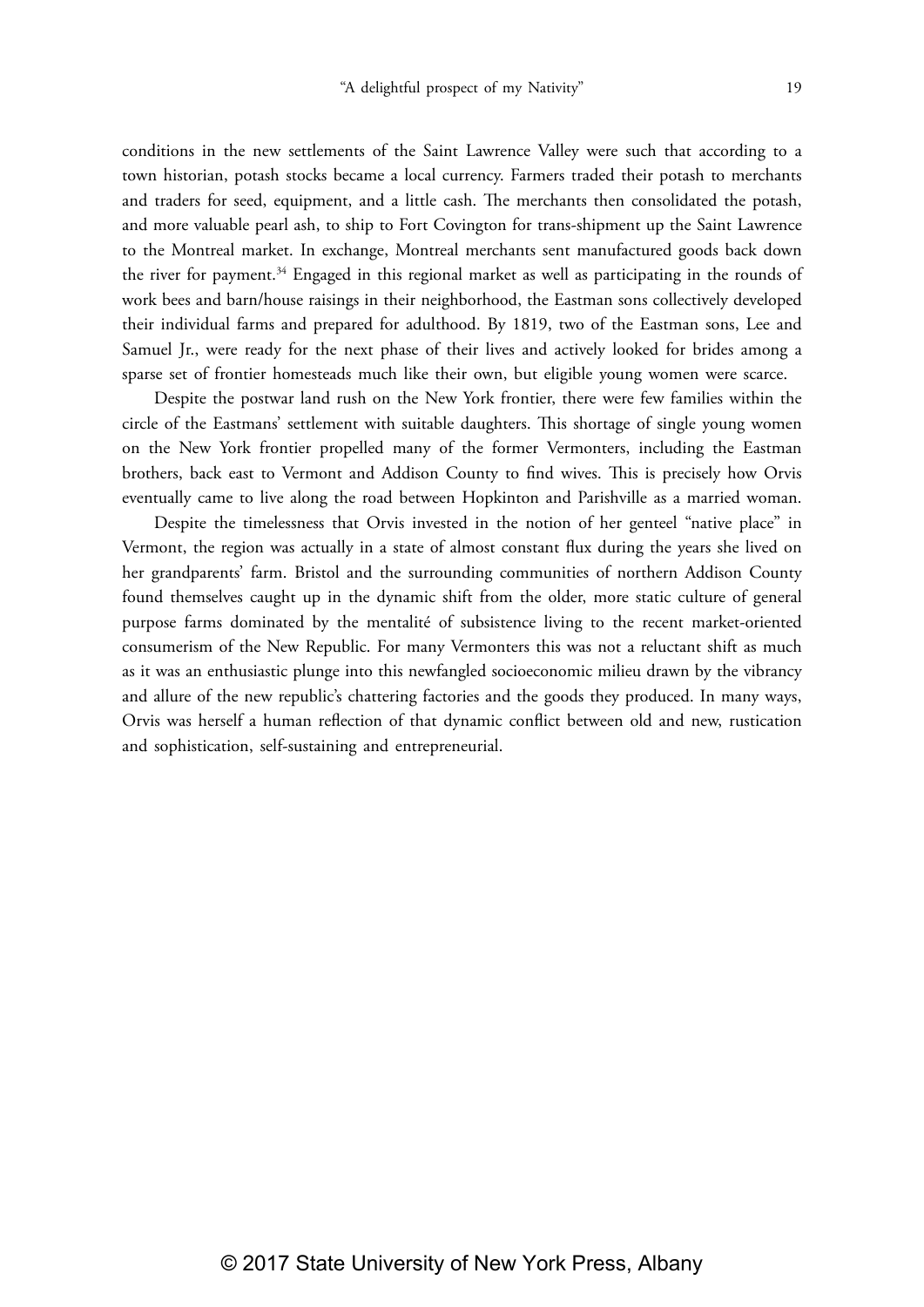conditions in the new settlements of the Saint Lawrence Valley were such that according to a town historian, potash stocks became a local currency. Farmers traded their potash to merchants and traders for seed, equipment, and a little cash. The merchants then consolidated the potash, and more valuable pearl ash, to ship to Fort Covington for trans-shipment up the Saint Lawrence to the Montreal market. In exchange, Montreal merchants sent manufactured goods back down the river for payment.[34] Engaged in this regional market as well as participating in the rounds of work bees and barn/house raisings in their neighborhood, the Eastman sons collectively developed their individual farms and prepared for adulthood. By 1819, two of the Eastman sons, Lee and Samuel Jr., were ready for the next phase of their lives and actively looked for brides among a sparse set of frontier homesteads much like their own, but eligible young women were scarce.

Despite the postwar land rush on the New York frontier, there were few families within the circle of the Eastmans' settlement with suitable daughters. This shortage of single young women on the New York frontier propelled many of the former Vermonters, including the Eastman brothers, back east to Vermont and Addison County to find wives. This is precisely how Orvis eventually came to live along the road between Hopkinton and Parishville as a married woman.

Despite the timelessness that Orvis invested in the notion of her genteel "native place" in Vermont, the region was actually in a state of almost constant flux during the years she lived on her grandparents' farm. Bristol and the surrounding communities of northern Addison County found themselves caught up in the dynamic shift from the older, more static culture of general purpose farms dominated by the mentalité of subsistence living to the recent market-oriented consumerism of the New Republic. For many Vermonters this was not a reluctant shift as much as it was an enthusiastic plunge into this newfangled socioeconomic milieu drawn by the vibrancy and allure of the new republic's chattering factories and the goods they produced. In many ways, Orvis was herself a human reflection of that dynamic conflict between old and new, rustication and sophistication, self-sustaining and entrepreneurial.

© 2017 State University of New York Press, Albany